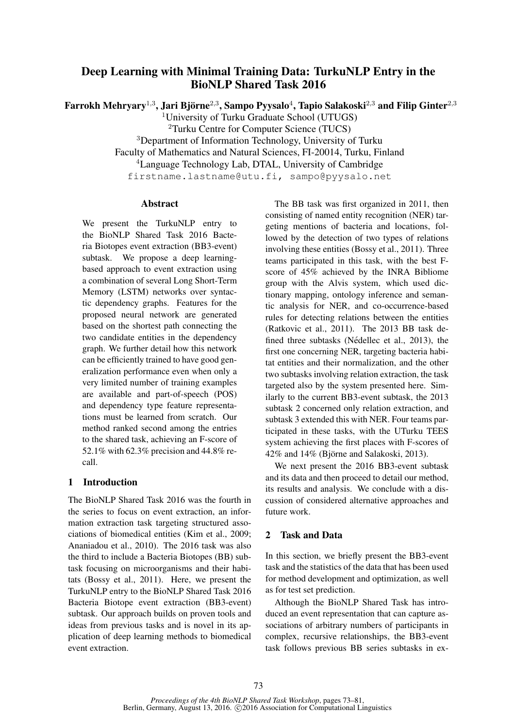# Deep Learning with Minimal Training Data: TurkuNLP Entry in the BioNLP Shared Task 2016

**Farrokh Mehryary**[1,3], **Jari Björne**[2,3], **Sampo Pyysalo**[4], **Tapio Salakoski**[2,3] **and Filip Ginter**[2,3]

[1]University of Turku Graduate School (UTUGS)
[2]Turku Centre for Computer Science (TUCS)
[3]Department of Information Technology, University of Turku
Faculty of Mathematics and Natural Sciences, FI-20014, Turku, Finland
[4]Language Technology Lab, DTAL, University of Cambridge
firstname.lastname@utu.fi, sampo@pyysalo.net

## Abstract

We present the TurkuNLP entry to the BioNLP Shared Task 2016 Bacteria Biotopes event extraction (BB3-event) subtask. We propose a deep learning-based approach to event extraction using a combination of several Long Short-Term Memory (LSTM) networks over syntactic dependency graphs. Features for the proposed neural network are generated based on the shortest path connecting the two candidate entities in the dependency graph. We further detail how this network can be efficiently trained to have good generalization performance even when only a very limited number of training examples are available and part-of-speech (POS) and dependency type feature representations must be learned from scratch. Our method ranked second among the entries to the shared task, achieving an F-score of 52.1% with 62.3% precision and 44.8% recall.

## 1 Introduction

The BioNLP Shared Task 2016 was the fourth in the series to focus on event extraction, an information extraction task targeting structured associations of biomedical entities (Kim et al., 2009; Ananiadou et al., 2010). The 2016 task was also the third to include a Bacteria Biotopes (BB) subtask focusing on microorganisms and their habitats (Bossy et al., 2011). Here, we present the TurkuNLP entry to the BioNLP Shared Task 2016 Bacteria Biotope event extraction (BB3-event) subtask. Our approach builds on proven tools and ideas from previous tasks and is novel in its application of deep learning methods to biomedical event extraction.

The BB task was first organized in 2011, then consisting of named entity recognition (NER) targeting mentions of bacteria and locations, followed by the detection of two types of relations involving these entities (Bossy et al., 2011). Three teams participated in this task, with the best F-score of 45% achieved by the INRA Bibliome group with the Alvis system, which used dictionary mapping, ontology inference and semantic analysis for NER, and co-occurrence-based rules for detecting relations between the entities (Ratkovic et al., 2011). The 2013 BB task defined three subtasks (Nédellec et al., 2013), the first one concerning NER, targeting bacteria habitat entities and their normalization, and the other two subtasks involving relation extraction, the task targeted also by the system presented here. Similarly to the current BB3-event subtask, the 2013 subtask 2 concerned only relation extraction, and subtask 3 extended this with NER. Four teams participated in these tasks, with the UTurku TEES system achieving the first places with F-scores of 42% and 14% (Björne and Salakoski, 2013).

We next present the 2016 BB3-event subtask and its data and then proceed to detail our method, its results and analysis. We conclude with a discussion of considered alternative approaches and future work.

## 2 Task and Data

In this section, we briefly present the BB3-event task and the statistics of the data that has been used for method development and optimization, as well as for test set prediction.

Although the BioNLP Shared Task has introduced an event representation that can capture associations of arbitrary numbers of participants in complex, recursive relationships, the BB3-event task follows previous BB series subtasks in ex-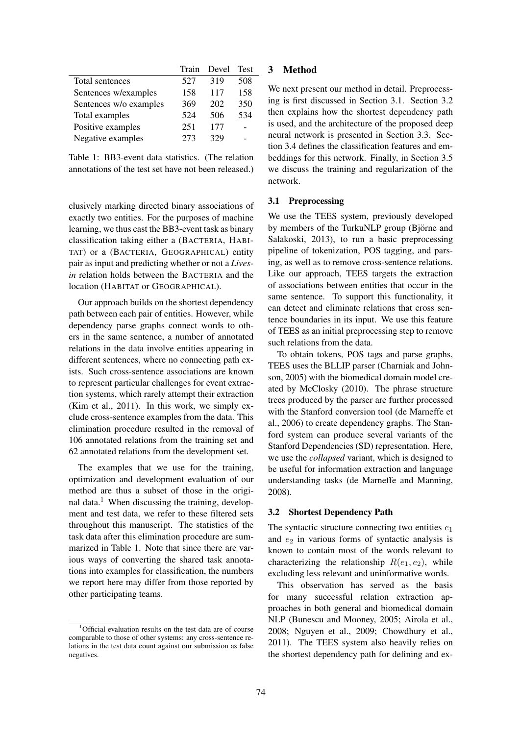| | Train | Devel | Test |
|---|---|---|---|
| Total sentences | 527 | 319 | 508 |
| Sentences w/examples | 158 | 117 | 158 |
| Sentences w/o examples | 369 | 202 | 350 |
| Total examples | 524 | 506 | 534 |
| Positive examples | 251 | 177 | - |
| Negative examples | 273 | 329 | - |

Table 1: BB3-event data statistics. (The relation annotations of the test set have not been released.)

clusively marking directed binary associations of exactly two entities. For the purposes of machine learning, we thus cast the BB3-event task as binary classification taking either a (BACTERIA, HABITAT) or a (BACTERIA, GEOGRAPHICAL) entity pair as input and predicting whether or not a *Lives-in* relation holds between the BACTERIA and the location (HABITAT or GEOGRAPHICAL).

Our approach builds on the shortest dependency path between each pair of entities. However, while dependency parse graphs connect words to others in the same sentence, a number of annotated relations in the data involve entities appearing in different sentences, where no connecting path exists. Such cross-sentence associations are known to represent particular challenges for event extraction systems, which rarely attempt their extraction (Kim et al., 2011). In this work, we simply exclude cross-sentence examples from the data. This elimination procedure resulted in the removal of 106 annotated relations from the training set and 62 annotated relations from the development set.

The examples that we use for the training, optimization and development evaluation of our method are thus a subset of those in the original data.[1] When discussing the training, development and test data, we refer to these filtered sets throughout this manuscript. The statistics of the task data after this elimination procedure are summarized in Table 1. Note that since there are various ways of converting the shared task annotations into examples for classification, the numbers we report here may differ from those reported by other participating teams.

[1] Official evaluation results on the test data are of course comparable to those of other systems: any cross-sentence relations in the test data count against our submission as false negatives.

## 3 Method

We next present our method in detail. Preprocessing is first discussed in Section 3.1. Section 3.2 then explains how the shortest dependency path is used, and the architecture of the proposed deep neural network is presented in Section 3.3. Section 3.4 defines the classification features and embeddings for this network. Finally, in Section 3.5 we discuss the training and regularization of the network.

### 3.1 Preprocessing

We use the TEES system, previously developed by members of the TurkuNLP group (Björne and Salakoski, 2013), to run a basic preprocessing pipeline of tokenization, POS tagging, and parsing, as well as to remove cross-sentence relations. Like our approach, TEES targets the extraction of associations between entities that occur in the same sentence. To support this functionality, it can detect and eliminate relations that cross sentence boundaries in its input. We use this feature of TEES as an initial preprocessing step to remove such relations from the data.

To obtain tokens, POS tags and parse graphs, TEES uses the BLLIP parser (Charniak and Johnson, 2005) with the biomedical domain model created by McClosky (2010). The phrase structure trees produced by the parser are further processed with the Stanford conversion tool (de Marneffe et al., 2006) to create dependency graphs. The Stanford system can produce several variants of the Stanford Dependencies (SD) representation. Here, we use the *collapsed* variant, which is designed to be useful for information extraction and language understanding tasks (de Marneffe and Manning, 2008).

### 3.2 Shortest Dependency Path

The syntactic structure connecting two entities $e_1$ and $e_2$ in various forms of syntactic analysis is known to contain most of the words relevant to characterizing the relationship $R(e_1, e_2)$, while excluding less relevant and uninformative words.

This observation has served as the basis for many successful relation extraction approaches in both general and biomedical domain NLP (Bunescu and Mooney, 2005; Airola et al., 2008; Nguyen et al., 2009; Chowdhury et al., 2011). The TEES system also heavily relies on the shortest dependency path for defining and ex-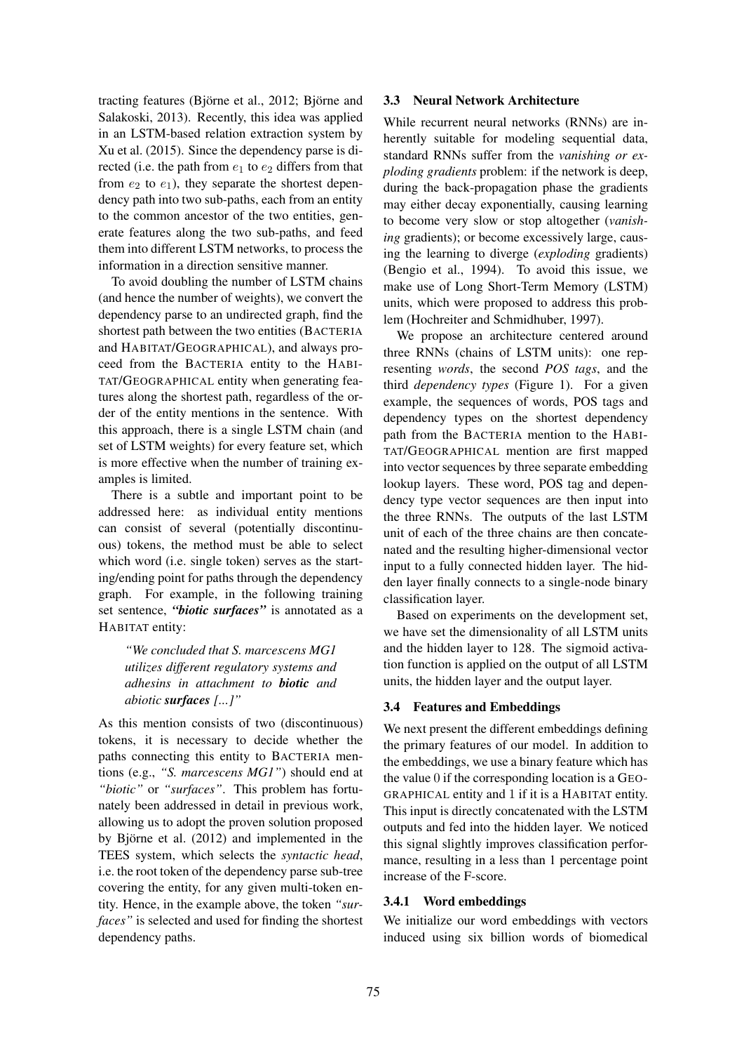tracting features (Björne et al., 2012; Björne and Salakoski, 2013). Recently, this idea was applied in an LSTM-based relation extraction system by Xu et al. (2015). Since the dependency parse is directed (i.e. the path from $e_1$ to $e_2$ differs from that from $e_2$ to $e_1$), they separate the shortest dependency path into two sub-paths, each from an entity to the common ancestor of the two entities, generate features along the two sub-paths, and feed them into different LSTM networks, to process the information in a direction sensitive manner.

To avoid doubling the number of LSTM chains (and hence the number of weights), we convert the dependency parse to an undirected graph, find the shortest path between the two entities (BACTERIA and HABITAT/GEOGRAPHICAL), and always proceed from the BACTERIA entity to the HABITAT/GEOGRAPHICAL entity when generating features along the shortest path, regardless of the order of the entity mentions in the sentence. With this approach, there is a single LSTM chain (and set of LSTM weights) for every feature set, which is more effective when the number of training examples is limited.

There is a subtle and important point to be addressed here: as individual entity mentions can consist of several (potentially discontinuous) tokens, the method must be able to select which word (i.e. single token) serves as the starting/ending point for paths through the dependency graph. For example, in the following training set sentence, ***"biotic surfaces"*** is annotated as a HABITAT entity:

> *"We concluded that S. marcescens MG1 utilizes different regulatory systems and adhesins in attachment to **biotic** and abiotic **surfaces** [...]"*

As this mention consists of two (discontinuous) tokens, it is necessary to decide whether the paths connecting this entity to BACTERIA mentions (e.g., *"S. marcescens MG1"*) should end at *"biotic"* or *"surfaces"*. This problem has fortunately been addressed in detail in previous work, allowing us to adopt the proven solution proposed by Björne et al. (2012) and implemented in the TEES system, which selects the *syntactic head*, i.e. the root token of the dependency parse sub-tree covering the entity, for any given multi-token entity. Hence, in the example above, the token *"surfaces"* is selected and used for finding the shortest dependency paths.

### 3.3 Neural Network Architecture

While recurrent neural networks (RNNs) are inherently suitable for modeling sequential data, standard RNNs suffer from the *vanishing or exploding gradients* problem: if the network is deep, during the back-propagation phase the gradients may either decay exponentially, causing learning to become very slow or stop altogether (*vanishing* gradients); or become excessively large, causing the learning to diverge (*exploding* gradients) (Bengio et al., 1994). To avoid this issue, we make use of Long Short-Term Memory (LSTM) units, which were proposed to address this problem (Hochreiter and Schmidhuber, 1997).

We propose an architecture centered around three RNNs (chains of LSTM units): one representing *words*, the second *POS tags*, and the third *dependency types* (Figure 1). For a given example, the sequences of words, POS tags and dependency types on the shortest dependency path from the BACTERIA mention to the HABITAT/GEOGRAPHICAL mention are first mapped into vector sequences by three separate embedding lookup layers. These word, POS tag and dependency type vector sequences are then input into the three RNNs. The outputs of the last LSTM unit of each of the three chains are then concatenated and the resulting higher-dimensional vector input to a fully connected hidden layer. The hidden layer finally connects to a single-node binary classification layer.

Based on experiments on the development set, we have set the dimensionality of all LSTM units and the hidden layer to 128. The sigmoid activation function is applied on the output of all LSTM units, the hidden layer and the output layer.

### 3.4 Features and Embeddings

We next present the different embeddings defining the primary features of our model. In addition to the embeddings, we use a binary feature which has the value 0 if the corresponding location is a GEOGRAPHICAL entity and 1 if it is a HABITAT entity. This input is directly concatenated with the LSTM outputs and fed into the hidden layer. We noticed this signal slightly improves classification performance, resulting in a less than 1 percentage point increase of the F-score.

#### 3.4.1 Word embeddings

We initialize our word embeddings with vectors induced using six billion words of biomedical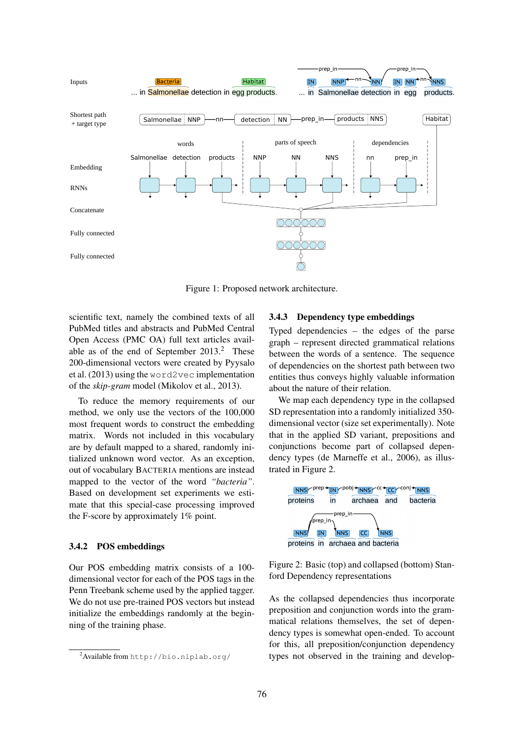Figure 1: Proposed network architecture.

scientific text, namely the combined texts of all PubMed titles and abstracts and PubMed Central Open Access (PMC OA) full text articles available as of the end of September 2013.[2] These 200-dimensional vectors were created by Pyysalo et al. (2013) using the `word2vec` implementation of the *skip-gram* model (Mikolov et al., 2013).

To reduce the memory requirements of our method, we only use the vectors of the 100,000 most frequent words to construct the embedding matrix. Words not included in this vocabulary are by default mapped to a shared, randomly initialized unknown word vector. As an exception, out of vocabulary BACTERIA mentions are instead mapped to the vector of the word *"bacteria"*. Based on development set experiments we estimate that this special-case processing improved the F-score by approximately 1% point.

#### 3.4.2 POS embeddings

Our POS embedding matrix consists of a 100-dimensional vector for each of the POS tags in the Penn Treebank scheme used by the applied tagger. We do not use pre-trained POS vectors but instead initialize the embeddings randomly at the beginning of the training phase.

[2] Available from `http://bio.nlplab.org/`

#### 3.4.3 Dependency type embeddings

Typed dependencies – the edges of the parse graph – represent directed grammatical relations between the words of a sentence. The sequence of dependencies on the shortest path between two entities thus conveys highly valuable information about the nature of their relation.

We map each dependency type in the collapsed SD representation into a randomly initialized 350-dimensional vector (size set experimentally). Note that in the applied SD variant, prepositions and conjunctions become part of collapsed dependency types (de Marneffe et al., 2006), as illustrated in Figure 2.

Figure 2: Basic (top) and collapsed (bottom) Stanford Dependency representations

As the collapsed dependencies thus incorporate preposition and conjunction words into the grammatical relations themselves, the set of dependency types is somewhat open-ended. To account for this, all preposition/conjunction dependency types not observed in the training and develop-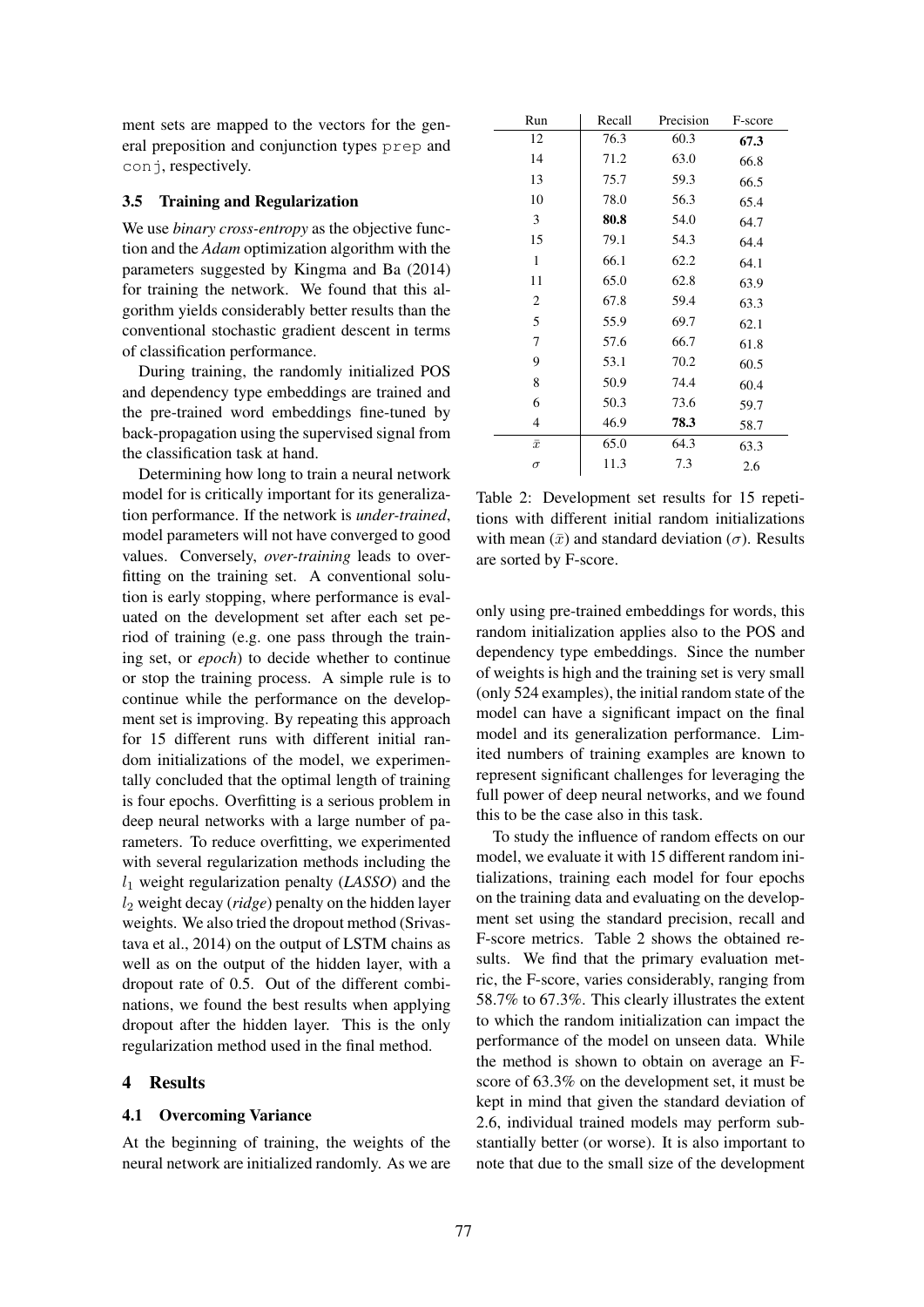ment sets are mapped to the vectors for the general preposition and conjunction types `prep` and `conj`, respectively.

### 3.5 Training and Regularization

We use *binary cross-entropy* as the objective function and the *Adam* optimization algorithm with the parameters suggested by Kingma and Ba (2014) for training the network. We found that this algorithm yields considerably better results than the conventional stochastic gradient descent in terms of classification performance.

During training, the randomly initialized POS and dependency type embeddings are trained and the pre-trained word embeddings fine-tuned by back-propagation using the supervised signal from the classification task at hand.

Determining how long to train a neural network model for is critically important for its generalization performance. If the network is *under-trained*, model parameters will not have converged to good values. Conversely, *over-training* leads to overfitting on the training set. A conventional solution is early stopping, where performance is evaluated on the development set after each set period of training (e.g. one pass through the training set, or *epoch*) to decide whether to continue or stop the training process. A simple rule is to continue while the performance on the development set is improving. By repeating this approach for 15 different runs with different initial random initializations of the model, we experimentally concluded that the optimal length of training is four epochs. Overfitting is a serious problem in deep neural networks with a large number of parameters. To reduce overfitting, we experimented with several regularization methods including the $l_1$ weight regularization penalty (*LASSO*) and the $l_2$ weight decay (*ridge*) penalty on the hidden layer weights. We also tried the dropout method (Srivastava et al., 2014) on the output of LSTM chains as well as on the output of the hidden layer, with a dropout rate of 0.5. Out of the different combinations, we found the best results when applying dropout after the hidden layer. This is the only regularization method used in the final method.

## 4 Results

### 4.1 Overcoming Variance

At the beginning of training, the weights of the neural network are initialized randomly. As we are only using pre-trained embeddings for words, this random initialization applies also to the POS and dependency type embeddings. Since the number of weights is high and the training set is very small (only 524 examples), the initial random state of the model can have a significant impact on the final model and its generalization performance. Limited numbers of training examples are known to represent significant challenges for leveraging the full power of deep neural networks, and we found this to be the case also in this task.

| Run | Recall | Precision | F-score |
|---|---|---|---|
| 12 | 76.3 | 60.3 | **67.3** |
| 14 | 71.2 | 63.0 | 66.8 |
| 13 | 75.7 | 59.3 | 66.5 |
| 10 | 78.0 | 56.3 | 65.4 |
| 3 | **80.8** | 54.0 | 64.7 |
| 15 | 79.1 | 54.3 | 64.4 |
| 1 | 66.1 | 62.2 | 64.1 |
| 11 | 65.0 | 62.8 | 63.9 |
| 2 | 67.8 | 59.4 | 63.3 |
| 5 | 55.9 | 69.7 | 62.1 |
| 7 | 57.6 | 66.7 | 61.8 |
| 9 | 53.1 | 70.2 | 60.5 |
| 8 | 50.9 | 74.4 | 60.4 |
| 6 | 50.3 | 73.6 | 59.7 |
| 4 | 46.9 | **78.3** | 58.7 |
| $\bar{x}$ | 65.0 | 64.3 | 63.3 |
| $\sigma$ | 11.3 | 7.3 | 2.6 |

Table 2: Development set results for 15 repetitions with different initial random initializations with mean ($\bar{x}$) and standard deviation ($\sigma$). Results are sorted by F-score.

To study the influence of random effects on our model, we evaluate it with 15 different random initializations, training each model for four epochs on the training data and evaluating on the development set using the standard precision, recall and F-score metrics. Table 2 shows the obtained results. We find that the primary evaluation metric, the F-score, varies considerably, ranging from 58.7% to 67.3%. This clearly illustrates the extent to which the random initialization can impact the performance of the model on unseen data. While the method is shown to obtain on average an F-score of 63.3% on the development set, it must be kept in mind that given the standard deviation of 2.6, individual trained models may perform substantially better (or worse). It is also important to note that due to the small size of the development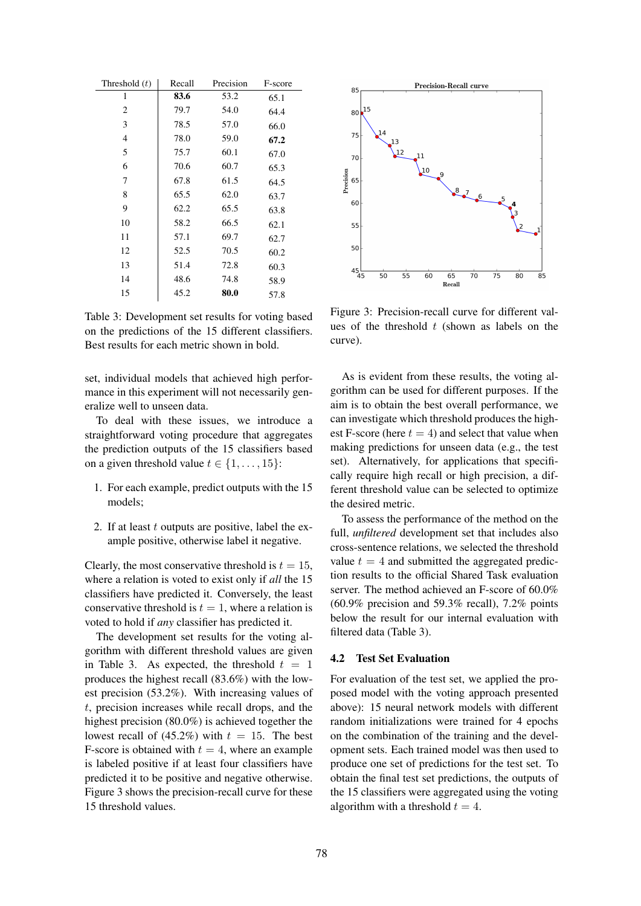| Threshold ($t$) | Recall | Precision | F-score |
| --- | --- | --- | --- |
| 1 | **83.6** | 53.2 | 65.1 |
| 2 | 79.7 | 54.0 | 64.4 |
| 3 | 78.5 | 57.0 | 66.0 |
| 4 | 78.0 | 59.0 | **67.2** |
| 5 | 75.7 | 60.1 | 67.0 |
| 6 | 70.6 | 60.7 | 65.3 |
| 7 | 67.8 | 61.5 | 64.5 |
| 8 | 65.5 | 62.0 | 63.7 |
| 9 | 62.2 | 65.5 | 63.8 |
| 10 | 58.2 | 66.5 | 62.1 |
| 11 | 57.1 | 69.7 | 62.7 |
| 12 | 52.5 | 70.5 | 60.2 |
| 13 | 51.4 | 72.8 | 60.3 |
| 14 | 48.6 | 74.8 | 58.9 |
| 15 | 45.2 | **80.0** | 57.8 |

Table 3: Development set results for voting based on the predictions of the 15 different classifiers. Best results for each metric shown in bold.

Figure 3: Precision-recall curve for different values of the threshold $t$ (shown as labels on the curve).

set, individual models that achieved high performance in this experiment will not necessarily generalize well to unseen data.

To deal with these issues, we introduce a straightforward voting procedure that aggregates the prediction outputs of the 15 classifiers based on a given threshold value $t \in \{1, \ldots, 15\}$:

1. For each example, predict outputs with the 15 models;
2. If at least $t$ outputs are positive, label the example positive, otherwise label it negative.

Clearly, the most conservative threshold is $t = 15$, where a relation is voted to exist only if *all* the 15 classifiers have predicted it. Conversely, the least conservative threshold is $t = 1$, where a relation is voted to hold if *any* classifier has predicted it.

The development set results for the voting algorithm with different threshold values are given in Table 3. As expected, the threshold $t = 1$ produces the highest recall (83.6%) with the lowest precision (53.2%). With increasing values of $t$, precision increases while recall drops, and the highest precision (80.0%) is achieved together the lowest recall of (45.2%) with $t = 15$. The best F-score is obtained with $t = 4$, where an example is labeled positive if at least four classifiers have predicted it to be positive and negative otherwise. Figure 3 shows the precision-recall curve for these 15 threshold values.

As is evident from these results, the voting algorithm can be used for different purposes. If the aim is to obtain the best overall performance, we can investigate which threshold produces the highest F-score (here $t = 4$) and select that value when making predictions for unseen data (e.g., the test set). Alternatively, for applications that specifically require high recall or high precision, a different threshold value can be selected to optimize the desired metric.

To assess the performance of the method on the full, *unfiltered* development set that includes also cross-sentence relations, we selected the threshold value $t = 4$ and submitted the aggregated prediction results to the official Shared Task evaluation server. The method achieved an F-score of 60.0% (60.9% precision and 59.3% recall), 7.2% points below the result for our internal evaluation with filtered data (Table 3).

### 4.2 Test Set Evaluation

For evaluation of the test set, we applied the proposed model with the voting approach presented above): 15 neural network models with different random initializations were trained for 4 epochs on the combination of the training and the development sets. Each trained model was then used to produce one set of predictions for the test set. To obtain the final test set predictions, the outputs of the 15 classifiers were aggregated using the voting algorithm with a threshold $t = 4$.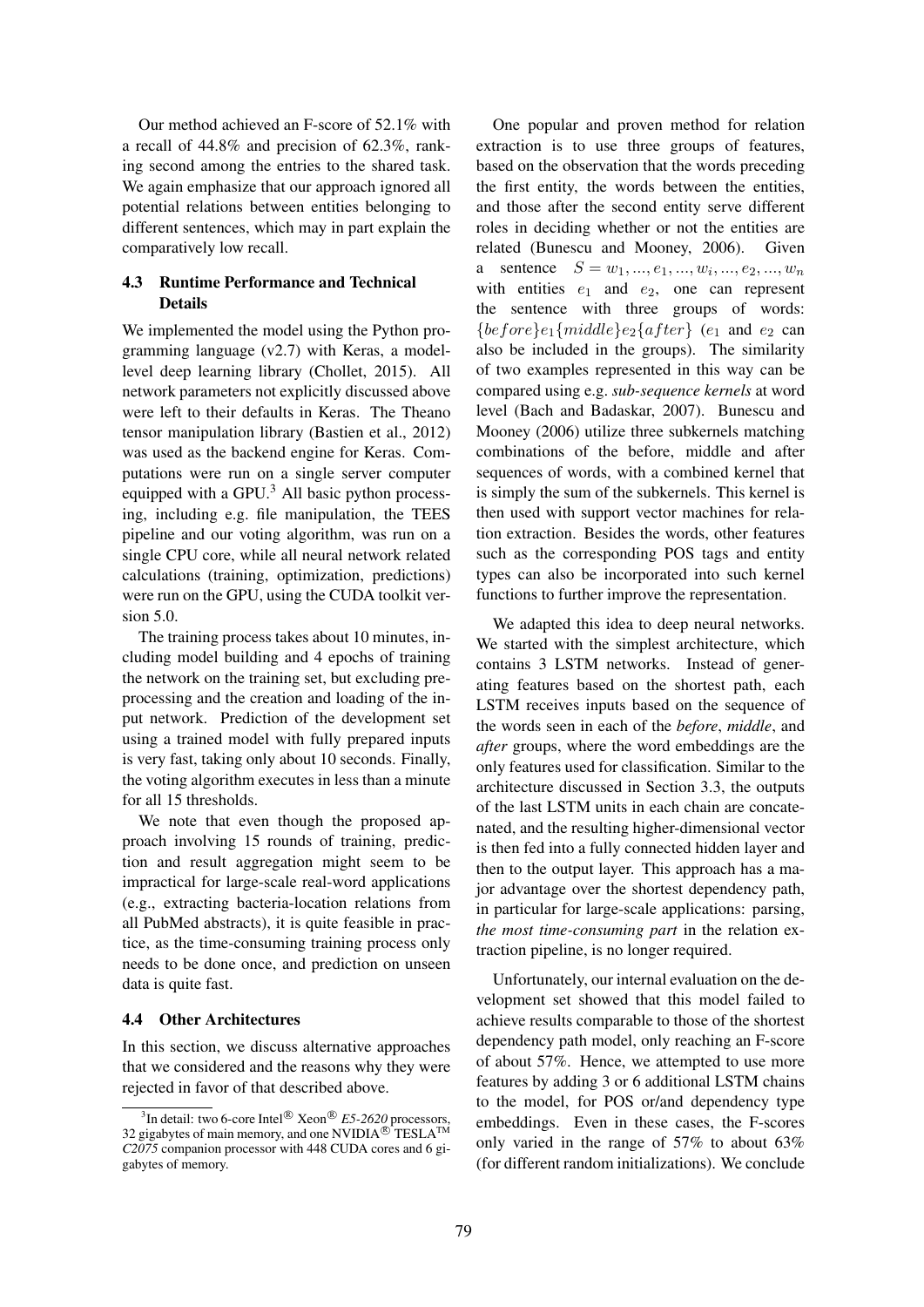Our method achieved an F-score of 52.1% with a recall of 44.8% and precision of 62.3%, ranking second among the entries to the shared task. We again emphasize that our approach ignored all potential relations between entities belonging to different sentences, which may in part explain the comparatively low recall.

### 4.3 Runtime Performance and Technical Details

We implemented the model using the Python programming language (v2.7) with Keras, a model-level deep learning library (Chollet, 2015). All network parameters not explicitly discussed above were left to their defaults in Keras. The Theano tensor manipulation library (Bastien et al., 2012) was used as the backend engine for Keras. Computations were run on a single server computer equipped with a GPU.[3] All basic python processing, including e.g. file manipulation, the TEES pipeline and our voting algorithm, was run on a single CPU core, while all neural network related calculations (training, optimization, predictions) were run on the GPU, using the CUDA toolkit version 5.0.

The training process takes about 10 minutes, including model building and 4 epochs of training the network on the training set, but excluding preprocessing and the creation and loading of the input network. Prediction of the development set using a trained model with fully prepared inputs is very fast, taking only about 10 seconds. Finally, the voting algorithm executes in less than a minute for all 15 thresholds.

We note that even though the proposed approach involving 15 rounds of training, prediction and result aggregation might seem to be impractical for large-scale real-word applications (e.g., extracting bacteria-location relations from all PubMed abstracts), it is quite feasible in practice, as the time-consuming training process only needs to be done once, and prediction on unseen data is quite fast.

### 4.4 Other Architectures

In this section, we discuss alternative approaches that we considered and the reasons why they were rejected in favor of that described above.

One popular and proven method for relation extraction is to use three groups of features, based on the observation that the words preceding the first entity, the words between the entities, and those after the second entity serve different roles in deciding whether or not the entities are related (Bunescu and Mooney, 2006). Given a sentence $S = w_1, ..., e_1, ..., w_i, ..., e_2, ..., w_n$ with entities $e_1$ and $e_2$, one can represent the sentence with three groups of words: $\{before\}e_1\{middle\}e_2\{after\}$ ($e_1$ and $e_2$ can also be included in the groups). The similarity of two examples represented in this way can be compared using e.g. *sub-sequence kernels* at word level (Bach and Badaskar, 2007). Bunescu and Mooney (2006) utilize three subkernels matching combinations of the before, middle and after sequences of words, with a combined kernel that is simply the sum of the subkernels. This kernel is then used with support vector machines for relation extraction. Besides the words, other features such as the corresponding POS tags and entity types can also be incorporated into such kernel functions to further improve the representation.

We adapted this idea to deep neural networks. We started with the simplest architecture, which contains 3 LSTM networks. Instead of generating features based on the shortest path, each LSTM receives inputs based on the sequence of the words seen in each of the *before*, *middle*, and *after* groups, where the word embeddings are the only features used for classification. Similar to the architecture discussed in Section 3.3, the outputs of the last LSTM units in each chain are concatenated, and the resulting higher-dimensional vector is then fed into a fully connected hidden layer and then to the output layer. This approach has a major advantage over the shortest dependency path, in particular for large-scale applications: parsing, *the most time-consuming part* in the relation extraction pipeline, is no longer required.

Unfortunately, our internal evaluation on the development set showed that this model failed to achieve results comparable to those of the shortest dependency path model, only reaching an F-score of about 57%. Hence, we attempted to use more features by adding 3 or 6 additional LSTM chains to the model, for POS or/and dependency type embeddings. Even in these cases, the F-scores only varied in the range of 57% to about 63% (for different random initializations). We conclude

[3] In detail: two 6-core Intel® Xeon® *E5-2620* processors, 32 gigabytes of main memory, and one NVIDIA® TESLA™ *C2075* companion processor with 448 CUDA cores and 6 gigabytes of memory.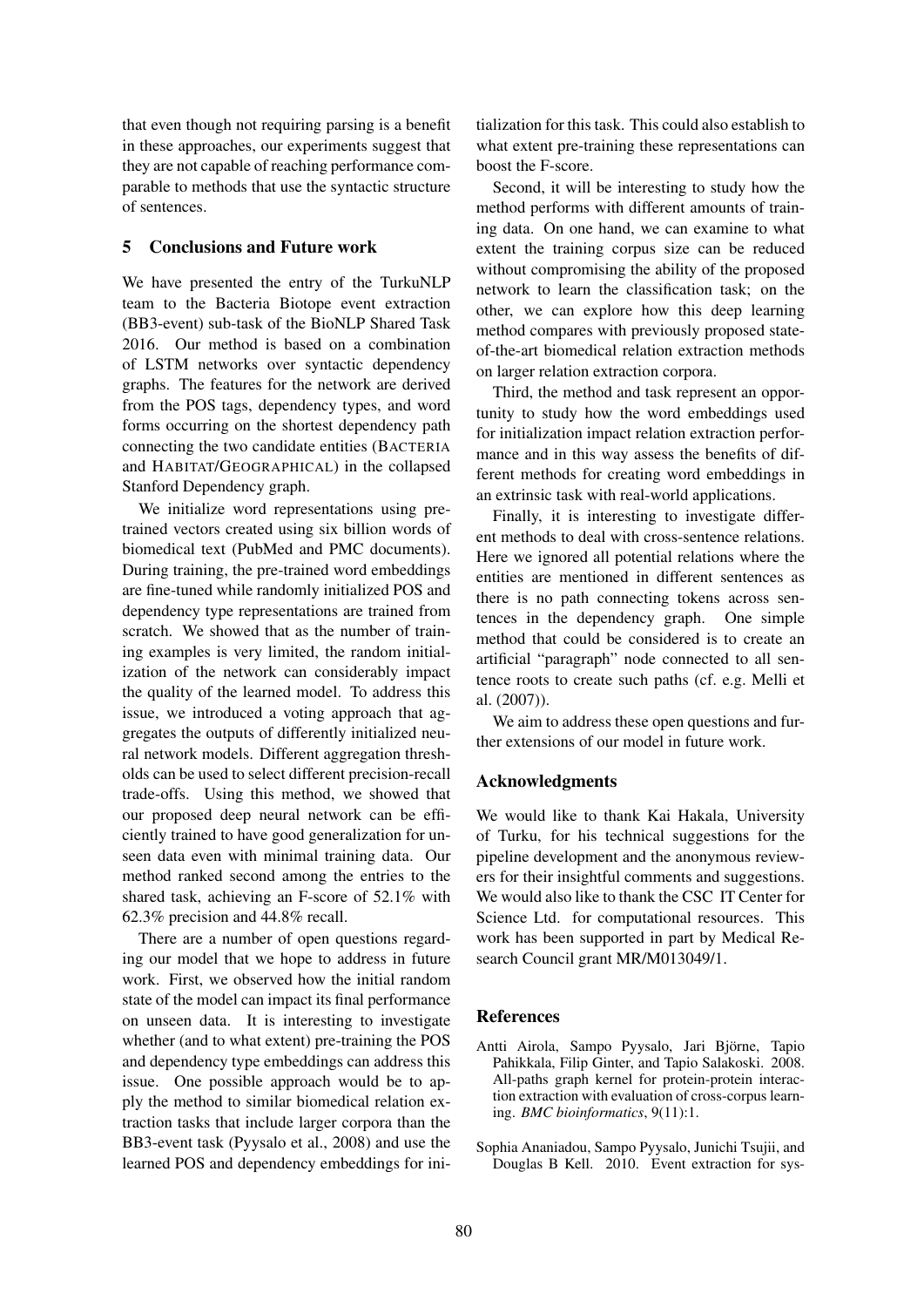that even though not requiring parsing is a benefit in these approaches, our experiments suggest that they are not capable of reaching performance comparable to methods that use the syntactic structure of sentences.

## 5 Conclusions and Future work

We have presented the entry of the TurkuNLP team to the Bacteria Biotope event extraction (BB3-event) sub-task of the BioNLP Shared Task 2016. Our method is based on a combination of LSTM networks over syntactic dependency graphs. The features for the network are derived from the POS tags, dependency types, and word forms occurring on the shortest dependency path connecting the two candidate entities (BACTERIA and HABITAT/GEOGRAPHICAL) in the collapsed Stanford Dependency graph.

We initialize word representations using pre-trained vectors created using six billion words of biomedical text (PubMed and PMC documents). During training, the pre-trained word embeddings are fine-tuned while randomly initialized POS and dependency type representations are trained from scratch. We showed that as the number of training examples is very limited, the random initialization of the network can considerably impact the quality of the learned model. To address this issue, we introduced a voting approach that aggregates the outputs of differently initialized neural network models. Different aggregation thresholds can be used to select different precision-recall trade-offs. Using this method, we showed that our proposed deep neural network can be efficiently trained to have good generalization for unseen data even with minimal training data. Our method ranked second among the entries to the shared task, achieving an F-score of 52.1% with 62.3% precision and 44.8% recall.

There are a number of open questions regarding our model that we hope to address in future work. First, we observed how the initial random state of the model can impact its final performance on unseen data. It is interesting to investigate whether (and to what extent) pre-training the POS and dependency type embeddings can address this issue. One possible approach would be to apply the method to similar biomedical relation extraction tasks that include larger corpora than the BB3-event task (Pyysalo et al., 2008) and use the learned POS and dependency embeddings for initialization for this task. This could also establish to what extent pre-training these representations can boost the F-score.

Second, it will be interesting to study how the method performs with different amounts of training data. On one hand, we can examine to what extent the training corpus size can be reduced without compromising the ability of the proposed network to learn the classification task; on the other, we can explore how this deep learning method compares with previously proposed state-of-the-art biomedical relation extraction methods on larger relation extraction corpora.

Third, the method and task represent an opportunity to study how the word embeddings used for initialization impact relation extraction performance and in this way assess the benefits of different methods for creating word embeddings in an extrinsic task with real-world applications.

Finally, it is interesting to investigate different methods to deal with cross-sentence relations. Here we ignored all potential relations where the entities are mentioned in different sentences as there is no path connecting tokens across sentences in the dependency graph. One simple method that could be considered is to create an artificial "paragraph" node connected to all sentence roots to create such paths (cf. e.g. Melli et al. (2007)).

We aim to address these open questions and further extensions of our model in future work.

## Acknowledgments

We would like to thank Kai Hakala, University of Turku, for his technical suggestions for the pipeline development and the anonymous reviewers for their insightful comments and suggestions. We would also like to thank the CSC IT Center for Science Ltd. for computational resources. This work has been supported in part by Medical Research Council grant MR/M013049/1.

## References

Antti Airola, Sampo Pyysalo, Jari Björne, Tapio Pahikkala, Filip Ginter, and Tapio Salakoski. 2008. All-paths graph kernel for protein-protein interaction extraction with evaluation of cross-corpus learning. *BMC bioinformatics*, 9(11):1.

Sophia Ananiadou, Sampo Pyysalo, Junichi Tsujii, and Douglas B Kell. 2010. Event extraction for sys-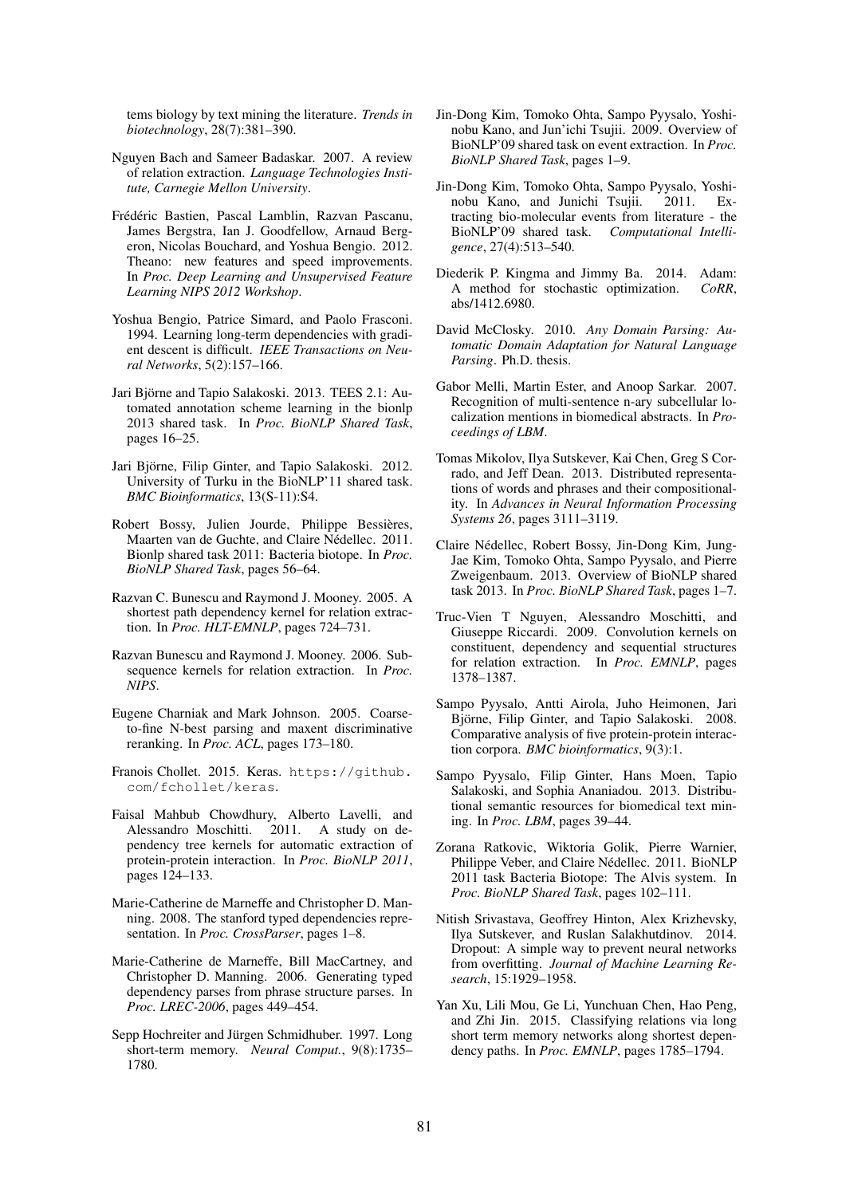tems biology by text mining the literature. *Trends in biotechnology*, 28(7):381–390.

Nguyen Bach and Sameer Badaskar. 2007. A review of relation extraction. *Language Technologies Institute, Carnegie Mellon University*.

Frédéric Bastien, Pascal Lamblin, Razvan Pascanu, James Bergstra, Ian J. Goodfellow, Arnaud Bergeron, Nicolas Bouchard, and Yoshua Bengio. 2012. Theano: new features and speed improvements. In *Proc. Deep Learning and Unsupervised Feature Learning NIPS 2012 Workshop*.

Yoshua Bengio, Patrice Simard, and Paolo Frasconi. 1994. Learning long-term dependencies with gradient descent is difficult. *IEEE Transactions on Neural Networks*, 5(2):157–166.

Jari Björne and Tapio Salakoski. 2013. TEES 2.1: Automated annotation scheme learning in the bionlp 2013 shared task. In *Proc. BioNLP Shared Task*, pages 16–25.

Jari Björne, Filip Ginter, and Tapio Salakoski. 2012. University of Turku in the BioNLP'11 shared task. *BMC Bioinformatics*, 13(S-11):S4.

Robert Bossy, Julien Jourde, Philippe Bessières, Maarten van de Guchte, and Claire Nédellec. 2011. Bionlp shared task 2011: Bacteria biotope. In *Proc. BioNLP Shared Task*, pages 56–64.

Razvan C. Bunescu and Raymond J. Mooney. 2005. A shortest path dependency kernel for relation extraction. In *Proc. HLT-EMNLP*, pages 724–731.

Razvan Bunescu and Raymond J. Mooney. 2006. Subsequence kernels for relation extraction. In *Proc. NIPS*.

Eugene Charniak and Mark Johnson. 2005. Coarse-to-fine N-best parsing and maxent discriminative reranking. In *Proc. ACL*, pages 173–180.

Franois Chollet. 2015. Keras. `https://github.com/fchollet/keras`.

Faisal Mahbub Chowdhury, Alberto Lavelli, and Alessandro Moschitti. 2011. A study on dependency tree kernels for automatic extraction of protein-protein interaction. In *Proc. BioNLP 2011*, pages 124–133.

Marie-Catherine de Marneffe and Christopher D. Manning. 2008. The stanford typed dependencies representation. In *Proc. CrossParser*, pages 1–8.

Marie-Catherine de Marneffe, Bill MacCartney, and Christopher D. Manning. 2006. Generating typed dependency parses from phrase structure parses. In *Proc. LREC-2006*, pages 449–454.

Sepp Hochreiter and Jürgen Schmidhuber. 1997. Long short-term memory. *Neural Comput.*, 9(8):1735–1780.

Jin-Dong Kim, Tomoko Ohta, Sampo Pyysalo, Yoshinobu Kano, and Jun'ichi Tsujii. 2009. Overview of BioNLP'09 shared task on event extraction. In *Proc. BioNLP Shared Task*, pages 1–9.

Jin-Dong Kim, Tomoko Ohta, Sampo Pyysalo, Yoshinobu Kano, and Junichi Tsujii. 2011. Extracting bio-molecular events from literature - the BioNLP'09 shared task. *Computational Intelligence*, 27(4):513–540.

Diederik P. Kingma and Jimmy Ba. 2014. Adam: A method for stochastic optimization. *CoRR*, abs/1412.6980.

David McClosky. 2010. *Any Domain Parsing: Automatic Domain Adaptation for Natural Language Parsing*. Ph.D. thesis.

Gabor Melli, Martin Ester, and Anoop Sarkar. 2007. Recognition of multi-sentence n-ary subcellular localization mentions in biomedical abstracts. In *Proceedings of LBM*.

Tomas Mikolov, Ilya Sutskever, Kai Chen, Greg S Corrado, and Jeff Dean. 2013. Distributed representations of words and phrases and their compositionality. In *Advances in Neural Information Processing Systems 26*, pages 3111–3119.

Claire Nédellec, Robert Bossy, Jin-Dong Kim, Jung-Jae Kim, Tomoko Ohta, Sampo Pyysalo, and Pierre Zweigenbaum. 2013. Overview of BioNLP shared task 2013. In *Proc. BioNLP Shared Task*, pages 1–7.

Truc-Vien T Nguyen, Alessandro Moschitti, and Giuseppe Riccardi. 2009. Convolution kernels on constituent, dependency and sequential structures for relation extraction. In *Proc. EMNLP*, pages 1378–1387.

Sampo Pyysalo, Antti Airola, Juho Heimonen, Jari Björne, Filip Ginter, and Tapio Salakoski. 2008. Comparative analysis of five protein-protein interaction corpora. *BMC bioinformatics*, 9(3):1.

Sampo Pyysalo, Filip Ginter, Hans Moen, Tapio Salakoski, and Sophia Ananiadou. 2013. Distributional semantic resources for biomedical text mining. In *Proc. LBM*, pages 39–44.

Zorana Ratkovic, Wiktoria Golik, Pierre Warnier, Philippe Veber, and Claire Nédellec. 2011. BioNLP 2011 task Bacteria Biotope: The Alvis system. In *Proc. BioNLP Shared Task*, pages 102–111.

Nitish Srivastava, Geoffrey Hinton, Alex Krizhevsky, Ilya Sutskever, and Ruslan Salakhutdinov. 2014. Dropout: A simple way to prevent neural networks from overfitting. *Journal of Machine Learning Research*, 15:1929–1958.

Yan Xu, Lili Mou, Ge Li, Yunchuan Chen, Hao Peng, and Zhi Jin. 2015. Classifying relations via long short term memory networks along shortest dependency paths. In *Proc. EMNLP*, pages 1785–1794.